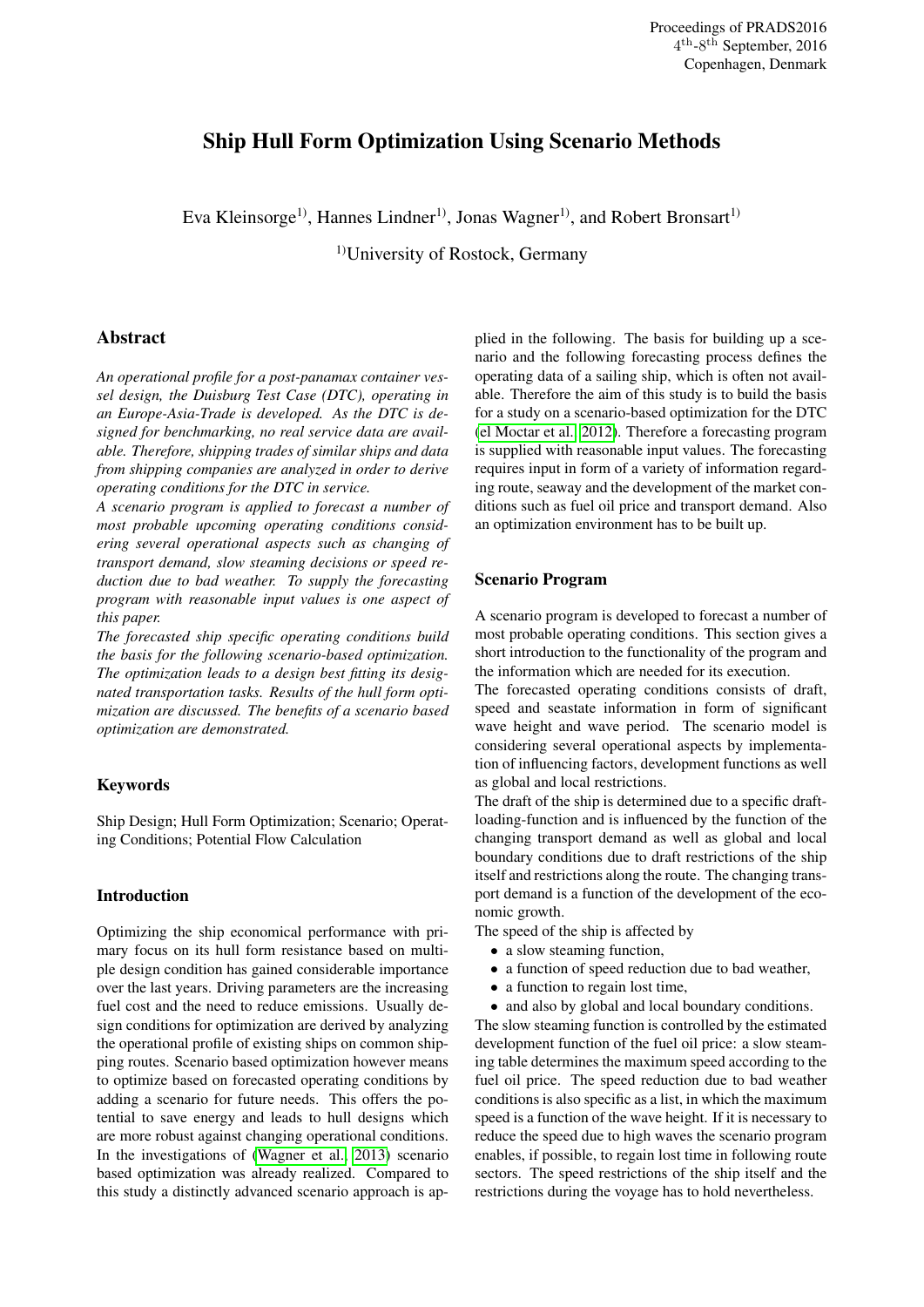# Ship Hull Form Optimization Using Scenario Methods

Eva Kleinsorge[1)], Hannes Lindner[1)], Jonas Wagner[1)], and Robert Bronsart[1)]

[1)]University of Rostock, Germany

## Abstract

*An operational profile for a post-panamax container vessel design, the Duisburg Test Case (DTC), operating in an Europe-Asia-Trade is developed. As the DTC is designed for benchmarking, no real service data are available. Therefore, shipping trades of similar ships and data from shipping companies are analyzed in order to derive operating conditions for the DTC in service.*

*A scenario program is applied to forecast a number of most probable upcoming operating conditions considering several operational aspects such as changing of transport demand, slow steaming decisions or speed reduction due to bad weather. To supply the forecasting program with reasonable input values is one aspect of this paper.*

*The forecasted ship specific operating conditions build the basis for the following scenario-based optimization. The optimization leads to a design best fitting its designated transportation tasks. Results of the hull form optimization are discussed. The benefits of a scenario based optimization are demonstrated.*

## Keywords

Ship Design; Hull Form Optimization; Scenario; Operating Conditions; Potential Flow Calculation

## Introduction

Optimizing the ship economical performance with primary focus on its hull form resistance based on multiple design condition has gained considerable importance over the last years. Driving parameters are the increasing fuel cost and the need to reduce emissions. Usually design conditions for optimization are derived by analyzing the operational profile of existing ships on common shipping routes. Scenario based optimization however means to optimize based on forecasted operating conditions by adding a scenario for future needs. This offers the potential to save energy and leads to hull designs which are more robust against changing operational conditions. In the investigations of (Wagner et al., 2013) scenario based optimization was already realized. Compared to this study a distinctly advanced scenario approach is applied in the following. The basis for building up a scenario and the following forecasting process defines the operating data of a sailing ship, which is often not available. Therefore the aim of this study is to build the basis for a study on a scenario-based optimization for the DTC (el Moctar et al., 2012). Therefore a forecasting program is supplied with reasonable input values. The forecasting requires input in form of a variety of information regarding route, seaway and the development of the market conditions such as fuel oil price and transport demand. Also an optimization environment has to be built up.

## Scenario Program

A scenario program is developed to forecast a number of most probable operating conditions. This section gives a short introduction to the functionality of the program and the information which are needed for its execution.

The forecasted operating conditions consists of draft, speed and seastate information in form of significant wave height and wave period. The scenario model is considering several operational aspects by implementation of influencing factors, development functions as well as global and local restrictions.

The draft of the ship is determined due to a specific draft-loading-function and is influenced by the function of the changing transport demand as well as global and local boundary conditions due to draft restrictions of the ship itself and restrictions along the route. The changing transport demand is a function of the development of the economic growth.

The speed of the ship is affected by

- a slow steaming function,
- a function of speed reduction due to bad weather,
- a function to regain lost time,
- and also by global and local boundary conditions.

The slow steaming function is controlled by the estimated development function of the fuel oil price: a slow steaming table determines the maximum speed according to the fuel oil price. The speed reduction due to bad weather conditions is also specific as a list, in which the maximum speed is a function of the wave height. If it is necessary to reduce the speed due to high waves the scenario program enables, if possible, to regain lost time in following route sectors. The speed restrictions of the ship itself and the restrictions during the voyage has to hold nevertheless.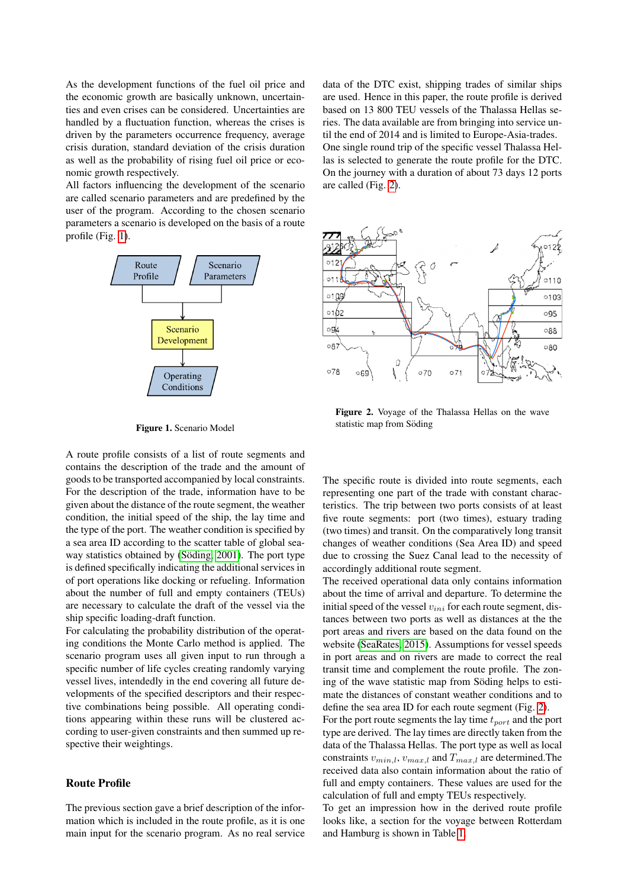As the development functions of the fuel oil price and the economic growth are basically unknown, uncertainties and even crises can be considered. Uncertainties are handled by a fluctuation function, whereas the crises is driven by the parameters occurrence frequency, average crisis duration, standard deviation of the crisis duration as well as the probability of rising fuel oil price or economic growth respectively.

All factors influencing the development of the scenario are called scenario parameters and are predefined by the user of the program. According to the chosen scenario parameters a scenario is developed on the basis of a route profile (Fig. 1).

**Figure 1.** Scenario Model

A route profile consists of a list of route segments and contains the description of the trade and the amount of goods to be transported accompanied by local constraints. For the description of the trade, information have to be given about the distance of the route segment, the weather condition, the initial speed of the ship, the lay time and the type of the port. The weather condition is specified by a sea area ID according to the scatter table of global seaway statistics obtained by (Söding, 2001). The port type is defined specifically indicating the additional services in of port operations like docking or refueling. Information about the number of full and empty containers (TEUs) are necessary to calculate the draft of the vessel via the ship specific loading-draft function.

For calculating the probability distribution of the operating conditions the Monte Carlo method is applied. The scenario program uses all given input to run through a specific number of life cycles creating randomly varying vessel lives, intendedly in the end covering all future developments of the specified descriptors and their respective combinations being possible. All operating conditions appearing within these runs will be clustered according to user-given constraints and then summed up respective their weightings.

## Route Profile

The previous section gave a brief description of the information which is included in the route profile, as it is one main input for the scenario program. As no real service data of the DTC exist, shipping trades of similar ships are used. Hence in this paper, the route profile is derived based on 13 800 TEU vessels of the Thalassa Hellas series. The data available are from bringing into service until the end of 2014 and is limited to Europe-Asia-trades. One single round trip of the specific vessel Thalassa Hellas is selected to generate the route profile for the DTC. On the journey with a duration of about 73 days 12 ports are called (Fig. 2).

**Figure 2.** Voyage of the Thalassa Hellas on the wave statistic map from Söding

The specific route is divided into route segments, each representing one part of the trade with constant characteristics. The trip between two ports consists of at least five route segments: port (two times), estuary trading (two times) and transit. On the comparatively long transit changes of weather conditions (Sea Area ID) and speed due to crossing the Suez Canal lead to the necessity of accordingly additional route segment.

The received operational data only contains information about the time of arrival and departure. To determine the initial speed of the vessel $v_{ini}$ for each route segment, distances between two ports as well as distances at the the port areas and rivers are based on the data found on the website (SeaRates, 2015). Assumptions for vessel speeds in port areas and on rivers are made to correct the real transit time and complement the route profile. The zoning of the wave statistic map from Söding helps to estimate the distances of constant weather conditions and to define the sea area ID for each route segment (Fig. 2).

For the port route segments the lay time $t_{port}$ and the port type are derived. The lay times are directly taken from the data of the Thalassa Hellas. The port type as well as local constraints $v_{min,l}$, $v_{max,l}$ and $T_{max,l}$ are determined.The received data also contain information about the ratio of full and empty containers. These values are used for the calculation of full and empty TEUs respectively.

To get an impression how in the derived route profile looks like, a section for the voyage between Rotterdam and Hamburg is shown in Table 1.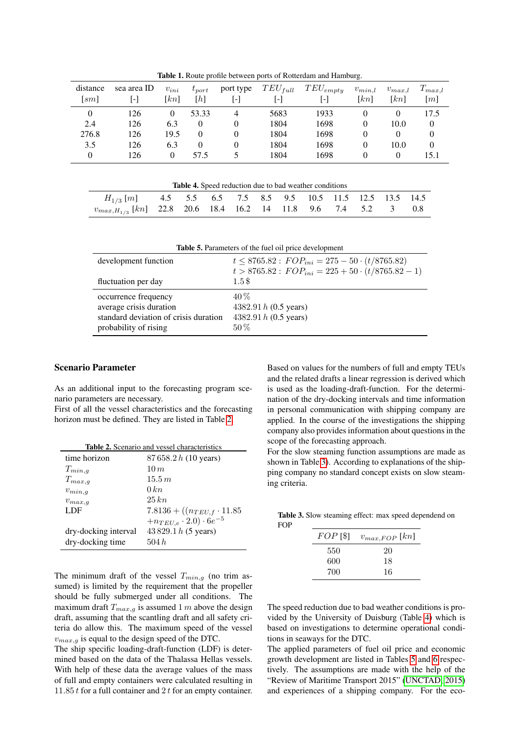**Table 1.** Route profile between ports of Rotterdam and Hamburg.

| distance $[sm]$ | sea area ID [-] | $v_{ini}$ $[kn]$ | $t_{port}$ $[h]$ | port type [-] | $TEU_{full}$ [-] | $TEU_{empty}$ [-] | $v_{min,l}$ $[kn]$ | $v_{max,l}$ $[kn]$ | $T_{max,l}$ $[m]$ |
|---|---|---|---|---|---|---|---|---|---|
| 0 | 126 | 0 | 53.33 | 4 | 5683 | 1933 | 0 | 0 | 17.5 |
| 2.4 | 126 | 6.3 | 0 | 0 | 1804 | 1698 | 0 | 10.0 | 0 |
| 276.8 | 126 | 19.5 | 0 | 0 | 1804 | 1698 | 0 | 0 | 0 |
| 3.5 | 126 | 6.3 | 0 | 0 | 1804 | 1698 | 0 | 10.0 | 0 |
| 0 | 126 | 0 | 57.5 | 5 | 1804 | 1698 | 0 | 0 | 15.1 |

**Table 4.** Speed reduction due to bad weather conditions

| $H_{1/3}$ $[m]$ | 4.5 | 5.5 | 6.5 | 7.5 | 8.5 | 9.5 | 10.5 | 11.5 | 12.5 | 13.5 | 14.5 |
|---|---|---|---|---|---|---|---|---|---|---|---|
| $v_{max,H_{1/3}}$ $[kn]$ | 22.8 | 20.6 | 18.4 | 16.2 | 14 | 11.8 | 9.6 | 7.4 | 5.2 | 3 | 0.8 |

**Table 5.** Parameters of the fuel oil price development

| | |
|---|---|
| development function | $t \leq 8765.82: \ FOP_{ini} = 275 - 50 \cdot (t/8765.82)$<br>$t > 8765.82: \ FOP_{ini} = 225 + 50 \cdot (t/8765.82 - 1)$ |
| fluctuation per day | $1.5\,\$$ |
| occurrence frequency | $40\,\%$ |
| average crisis duration | $4382.91\,h$ (0.5 years) |
| standard deviation of crisis duration | $4382.91\,h$ (0.5 years) |
| probability of rising | $50\,\%$ |

## Scenario Parameter

As an additional input to the forecasting program scenario parameters are necessary.
First of all the vessel characteristics and the forecasting horizon must be defined. They are listed in Table 2.

**Table 2.** Scenario and vessel characteristics

| | |
|---|---|
| time horizon | $87\,658.2\,h$ (10 years) |
| $T_{min,g}$ | $10\,m$ |
| $T_{max,g}$ | $15.5\,m$ |
| $v_{min,g}$ | $0\,kn$ |
| $v_{max,g}$ | $25\,kn$ |
| LDF | $7.8136 + ((n_{TEU,f} \cdot 11.85$ $+ n_{TEU,e} \cdot 2.0) \cdot 6e^{-5}$ |
| dry-docking interval | $43\,829.1\,h$ (5 years) |
| dry-docking time | $504\,h$ |

The minimum draft of the vessel $T_{min,g}$ (no trim assumed) is limited by the requirement that the propeller should be fully submerged under all conditions. The maximum draft $T_{max,g}$ is assumed $1\,m$ above the design draft, assuming that the scantling draft and all safety criteria do allow this. The maximum speed of the vessel $v_{max,g}$ is equal to the design speed of the DTC.
The ship specific loading-draft-function (LDF) is determined based on the data of the Thalassa Hellas vessels. With help of these data the average values of the mass of full and empty containers were calculated resulting in $11.85\,t$ for a full container and $2\,t$ for an empty container. Based on values for the numbers of full and empty TEUs and the related drafts a linear regression is derived which is used as the loading-draft-function. For the determination of the dry-docking intervals and time information in personal communication with shipping company are applied. In the course of the investigations the shipping company also provides information about questions in the scope of the forecasting approach.
For the slow steaming function assumptions are made as shown in Table 3). According to explanations of the shipping company no standard concept exists on slow steaming criteria.

**Table 3.** Slow steaming effect: max speed dependend on FOP

| $FOP$ [\$] | $v_{max,FOP}$ $[kn]$ |
|---|---|
| 550 | 20 |
| 600 | 18 |
| 700 | 16 |

The speed reduction due to bad weather conditions is provided by the University of Duisburg (Table 4) which is based on investigations to determine operational conditions in seaways for the DTC.
The applied parameters of fuel oil price and economic growth development are listed in Tables 5 and 6 respectively. The assumptions are made with the help of the "Review of Maritime Transport 2015" (UNCTAD, 2015) and experiences of a shipping company. For the eco-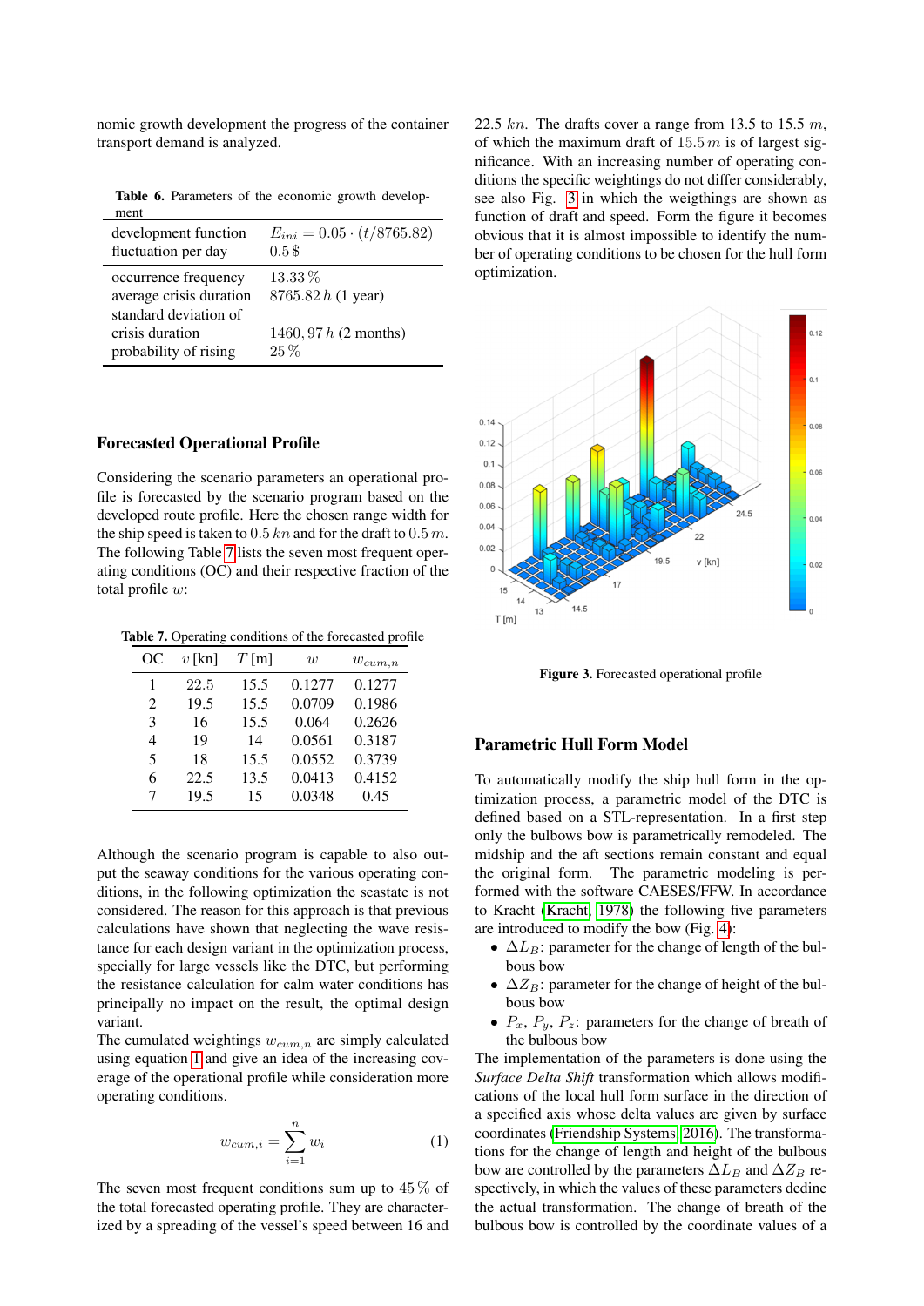nomic growth development the progress of the container transport demand is analyzed.

**Table 6.** Parameters of the economic growth development

| | |
|---|---|
| development function | $E_{ini} = 0.05 \cdot (t/8765.82)$ |
| fluctuation per day | $0.5\,\$$ |
| occurrence frequency | $13.33\,\%$ |
| average crisis duration | $8765.82\,h$ (1 year) |
| standard deviation of crisis duration | $1460,97\,h$ (2 months) |
| probability of rising | $25\,\%$ |

## Forecasted Operational Profile

Considering the scenario parameters an operational profile is forecasted by the scenario program based on the developed route profile. Here the chosen range width for the ship speed is taken to $0.5\,kn$ and for the draft to $0.5\,m$. The following Table 7 lists the seven most frequent operating conditions (OC) and their respective fraction of the total profile $w$:

**Table 7.** Operating conditions of the forecasted profile

| OC | $v$ [kn] | $T$ [m] | $w$ | $w_{cum,n}$ |
|---|---|---|---|---|
| 1 | 22.5 | 15.5 | 0.1277 | 0.1277 |
| 2 | 19.5 | 15.5 | 0.0709 | 0.1986 |
| 3 | 16 | 15.5 | 0.064 | 0.2626 |
| 4 | 19 | 14 | 0.0561 | 0.3187 |
| 5 | 18 | 15.5 | 0.0552 | 0.3739 |
| 6 | 22.5 | 13.5 | 0.0413 | 0.4152 |
| 7 | 19.5 | 15 | 0.0348 | 0.45 |

Although the scenario program is capable to also output the seaway conditions for the various operating conditions, in the following optimization the seastate is not considered. The reason for this approach is that previous calculations have shown that neglecting the wave resistance for each design variant in the optimization process, specially for large vessels like the DTC, but performing the resistance calculation for calm water conditions has principally no impact on the result, the optimal design variant.

The cumulated weightings $w_{cum,n}$ are simply calculated using equation 1 and give an idea of the increasing coverage of the operational profile while consideration more operating conditions.

$$w_{cum,i} = \sum_{i=1}^{n} w_i \qquad (1)$$

The seven most frequent conditions sum up to $45\,\%$ of the total forecasted operating profile. They are characterized by a spreading of the vessel's speed between 16 and 22.5 $kn$. The drafts cover a range from 13.5 to 15.5 $m$, of which the maximum draft of $15.5\,m$ is of largest significance. With an increasing number of operating conditions the specific weightings do not differ considerably, see also Fig. 3 in which the weigthings are shown as function of draft and speed. Form the figure it becomes obvious that it is almost impossible to identify the number of operating conditions to be chosen for the hull form optimization.

**Figure 3.** Forecasted operational profile

## Parametric Hull Form Model

To automatically modify the ship hull form in the optimization process, a parametric model of the DTC is defined based on a STL-representation. In a first step only the bulbous bow is parametrically remodeled. The midship and the aft sections remain constant and equal the original form. The parametric modeling is performed with the software CAESES/FFW. In accordance to Kracht (Kracht, 1978) the following five parameters are introduced to modify the bow (Fig. 4):

- $\Delta L_B$: parameter for the change of length of the bulbous bow
- $\Delta Z_B$: parameter for the change of height of the bulbous bow
- $P_x$, $P_y$, $P_z$: parameters for the change of breath of the bulbous bow

The implementation of the parameters is done using the *Surface Delta Shift* transformation which allows modifications of the local hull form surface in the direction of a specified axis whose delta values are given by surface coordinates (Friendship Systems, 2016). The transformations for the change of length and height of the bulbous bow are controlled by the parameters $\Delta L_B$ and $\Delta Z_B$ respectively, in which the values of these parameters dedine the actual transformation. The change of breath of the bulbous bow is controlled by the coordinate values of a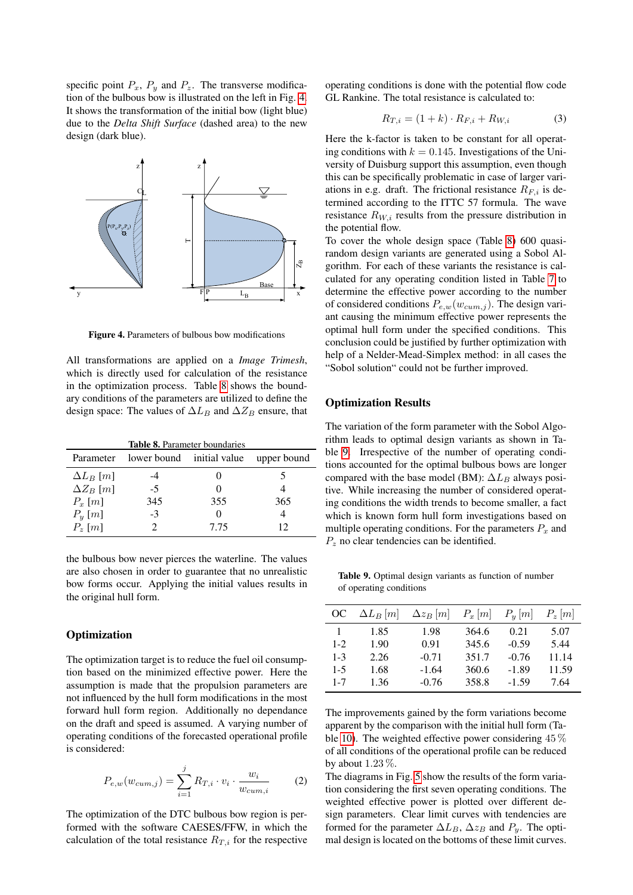specific point $P_x$, $P_y$ and $P_z$. The transverse modification of the bulbous bow is illustrated on the left in Fig. 4. It shows the transformation of the initial bow (light blue) due to the *Delta Shift Surface* (dashed area) to the new design (dark blue).

**Figure 4.** Parameters of bulbous bow modifications

All transformations are applied on a *Image Trimesh*, which is directly used for calculation of the resistance in the optimization process. Table 8 shows the boundary conditions of the parameters are utilized to define the design space: The values of $\Delta L_B$ and $\Delta Z_B$ ensure, that the bulbous bow never pierces the waterline. The values are also chosen in order to guarantee that no unrealistic bow forms occur. Applying the initial values results in the original hull form.

**Table 8.** Parameter boundaries

| Parameter | lower bound | initial value | upper bound |
|---|---|---|---|
| $\Delta L_B$ $[m]$ | -4 | 0 | 5 |
| $\Delta Z_B$ $[m]$ | -5 | 0 | 4 |
| $P_x$ $[m]$ | 345 | 355 | 365 |
| $P_y$ $[m]$ | -3 | 0 | 4 |
| $P_z$ $[m]$ | 2 | 7.75 | 12 |

## Optimization

The optimization target is to reduce the fuel oil consumption based on the minimized effective power. Here the assumption is made that the propulsion parameters are not influenced by the hull form modifications in the most forward hull form region. Additionally no dependance on the draft and speed is assumed. A varying number of operating conditions of the forecasted operational profile is considered:

$$P_{e,w}(w_{cum,j}) = \sum_{i=1}^{j} R_{T,i} \cdot v_i \cdot \frac{w_i}{w_{cum,i}} \tag{2}$$

The optimization of the DTC bulbous bow region is performed with the software CAESES/FFW, in which the calculation of the total resistance $R_{T,i}$ for the respective operating conditions is done with the potential flow code GL Rankine. The total resistance is calculated to:

$$R_{T,i} = (1 + k) \cdot R_{F,i} + R_{W,i} \tag{3}$$

Here the k-factor is taken to be constant for all operating conditions with $k = 0.145$. Investigations of the University of Duisburg support this assumption, even though this can be specifically problematic in case of larger variations in e.g. draft. The frictional resistance $R_{F,i}$ is determined according to the ITTC 57 formula. The wave resistance $R_{W,i}$ results from the pressure distribution in the potential flow.

To cover the whole design space (Table 8) 600 quasi-random design variants are generated using a Sobol Algorithm. For each of these variants the resistance is calculated for any operating condition listed in Table 7 to determine the effective power according to the number of considered conditions $P_{e,w}(w_{cum,j})$. The design variant causing the minimum effective power represents the optimal hull form under the specified conditions. This conclusion could be justified by further optimization with help of a Nelder-Mead-Simplex method: in all cases the "Sobol solution" could not be further improved.

## Optimization Results

The variation of the form parameter with the Sobol Algorithm leads to optimal design variants as shown in Table 9. Irrespective of the number of operating conditions accounted for the optimal bulbous bows are longer compared with the base model (BM): $\Delta L_B$ always positive. While increasing the number of considered operating conditions the width trends to become smaller, a fact which is known form hull form investigations based on multiple operating conditions. For the parameters $P_x$ and $P_z$ no clear tendencies can be identified.

**Table 9.** Optimal design variants as function of number of operating conditions

| OC | $\Delta L_B$ $[m]$ | $\Delta z_B$ $[m]$ | $P_x$ $[m]$ | $P_y$ $[m]$ | $P_z$ $[m]$ |
|---|---|---|---|---|---|
| 1 | 1.85 | 1.98 | 364.6 | 0.21 | 5.07 |
| 1-2 | 1.90 | 0.91 | 345.6 | -0.59 | 5.44 |
| 1-3 | 2.26 | -0.71 | 351.7 | -0.76 | 11.14 |
| 1-5 | 1.68 | -1.64 | 360.6 | -1.89 | 11.59 |
| 1-7 | 1.36 | -0.76 | 358.8 | -1.59 | 7.64 |

The improvements gained by the form variations become apparent by the comparison with the initial hull form (Table 10). The weighted effective power considering $45\,\%$ of all conditions of the operational profile can be reduced by about $1.23\,\%$.

The diagrams in Fig. 5 show the results of the form variation considering the first seven operating conditions. The weighted effective power is plotted over different design parameters. Clear limit curves with tendencies are formed for the parameter $\Delta L_B$, $\Delta z_B$ and $P_y$. The optimal design is located on the bottoms of these limit curves.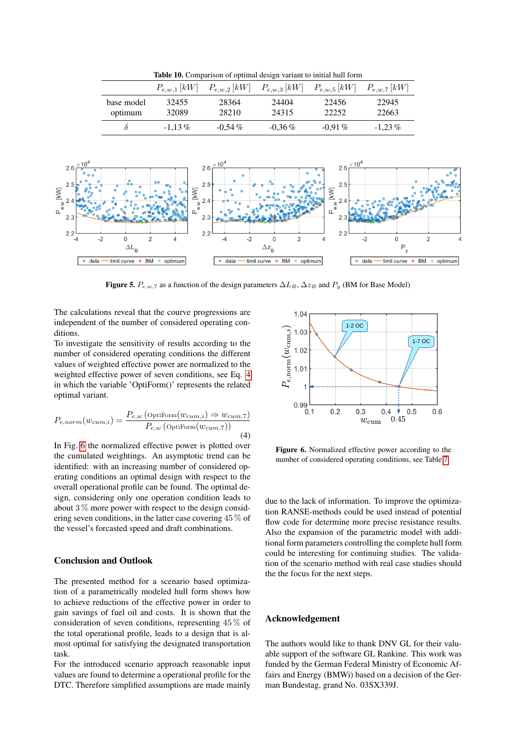**Table 10.** Comparison of optimal design variant to initial hull form

| | $P_{e,w,1}$ $[kW]$ | $P_{e,w,2}$ $[kW]$ | $P_{e,w,3}$ $[kW]$ | $P_{e,w,5}$ $[kW]$ | $P_{e,w,7}$ $[kW]$ |
|---|---|---|---|---|---|
| base model | 32455 | 28364 | 24404 | 22456 | 22945 |
| optimum | 32089 | 28210 | 24315 | 22252 | 22663 |
| $\delta$ | -1,13 % | -0,54 % | -0,36 % | -0,91 % | -1,23 % |

**Figure 5.** $P_{e,w,7}$ as a function of the design parameters $\Delta L_B$, $\Delta z_B$ and $P_y$ (BM for Base Model)

The calculations reveal that the courve progressions are independent of the number of considered operating conditions.

To investigate the sensitivity of results according to the number of considered operating conditions the different values of weighted effective power are normalized to the weighted effective power of seven conditions, see Eq. 4 in which the variable 'OptiForm()' represents the related optimal variant.

$$P_{e,norm}(w_{cum,i}) = \frac{P_{e,w}\left(\text{OptiForm}(w_{cum,i}) \Rightarrow w_{cum,7}\right)}{P_{e,w}\left(\text{OptiForm}(w_{cum,7})\right)} \tag{4}$$

In Fig. 6 the normalized effective power is plotted over the cumulated weightings. An asymptotic trend can be identified: with an increasing number of considered operating conditions an optimal design with respect to the overall operational profile can be found. The optimal design, considering only one operation condition leads to about 3 % more power with respect to the design considering seven conditions, in the latter case covering 45 % of the vessel's forcasted speed and draft combinations.

**Figure 6.** Normalized effective power according to the number of considered operating conditions, see Table 7

## Conclusion and Outlook

The presented method for a scenario based optimization of a parametrically modeled hull form shows how to achieve reductions of the effective power in order to gain savings of fuel oil and costs. It is shown that the consideration of seven conditions, representing 45 % of the total operational profile, leads to a design that is almost optimal for satisfying the designated transportation task.

For the introduced scenario approach reasonable input values are found to determine a operational profile for the DTC. Therefore simplified assumptions are made mainly due to the lack of information. To improve the optimization RANSE-methods could be used instead of potential flow code for determine more precise resistance results. Also the expansion of the parametric model with additional form parameters controlling the complete hull form could be interesting for continuing studies. The validation of the scenario method with real case studies should the the focus for the next steps.

## Acknowledgement

The authors would like to thank DNV GL for their valuable support of the software GL Rankine. This work was funded by the German Federal Ministry of Economic Affairs and Energy (BMWi) based on a decision of the German Bundestag, grand No. 03SX339J.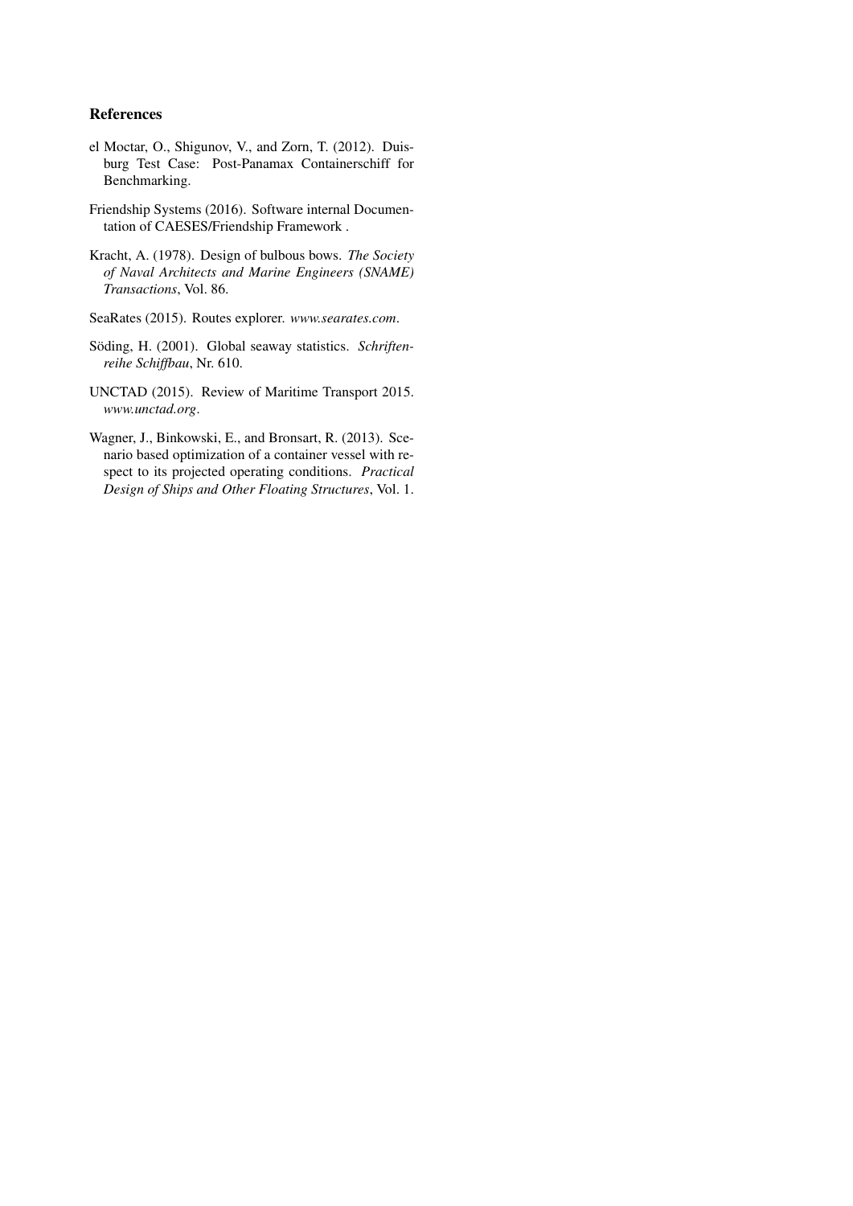## References

el Moctar, O., Shigunov, V., and Zorn, T. (2012). Duisburg Test Case: Post-Panamax Containerschiff for Benchmarking.

Friendship Systems (2016). Software internal Documentation of CAESES/Friendship Framework .

Kracht, A. (1978). Design of bulbous bows. *The Society of Naval Architects and Marine Engineers (SNAME) Transactions*, Vol. 86.

SeaRates (2015). Routes explorer. *www.searates.com*.

Söding, H. (2001). Global seaway statistics. *Schriftenreihe Schiffbau*, Nr. 610.

UNCTAD (2015). Review of Maritime Transport 2015. *www.unctad.org*.

Wagner, J., Binkowski, E., and Bronsart, R. (2013). Scenario based optimization of a container vessel with respect to its projected operating conditions. *Practical Design of Ships and Other Floating Structures*, Vol. 1.